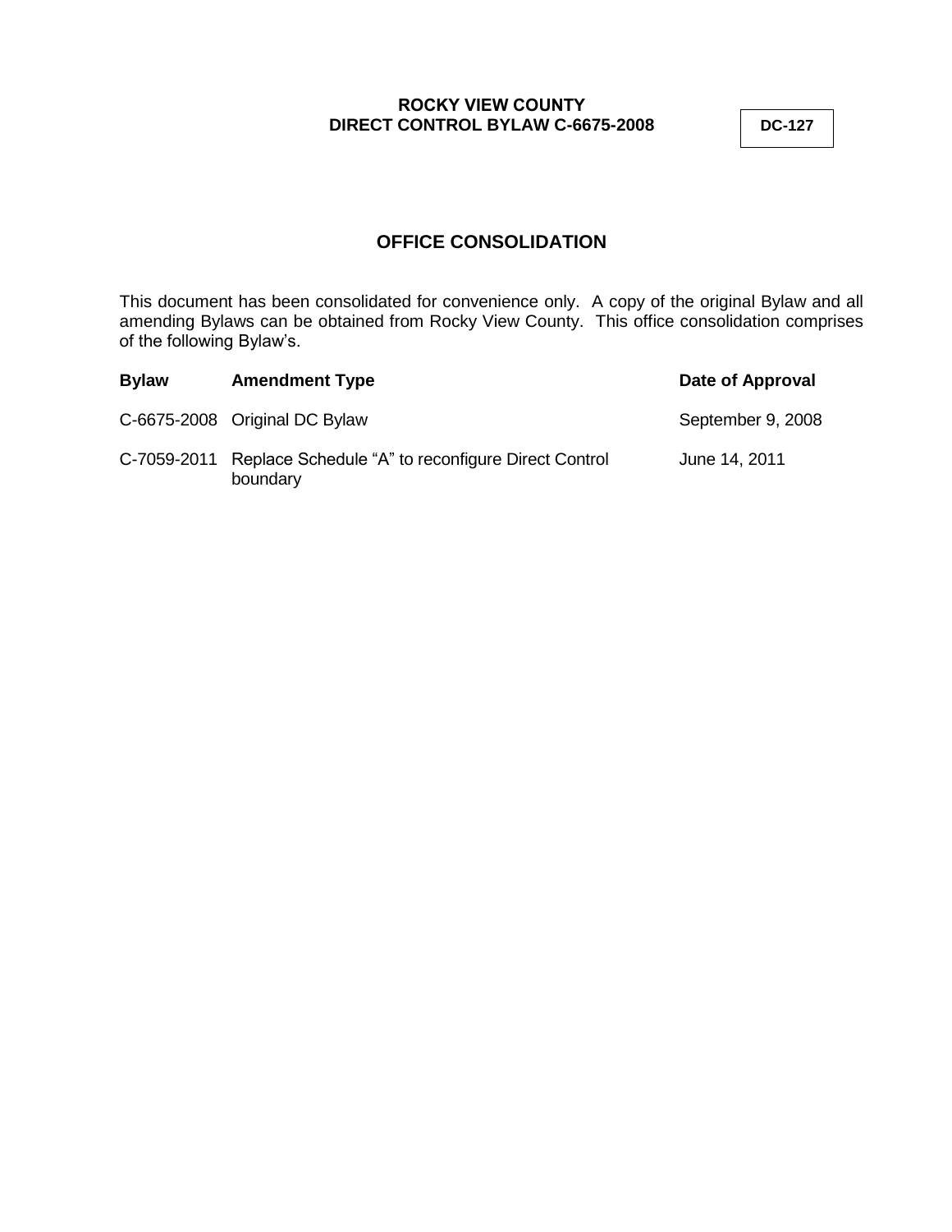**ROCKY VIEW COUNTY**
**DIRECT CONTROL BYLAW C-6675-2008**

**DC-127**

## OFFICE CONSOLIDATION

This document has been consolidated for convenience only. A copy of the original Bylaw and all amending Bylaws can be obtained from Rocky View County. This office consolidation comprises of the following Bylaw's.

| Bylaw | Amendment Type | Date of Approval |
| --- | --- | --- |
| C-6675-2008 | Original DC Bylaw | September 9, 2008 |
| C-7059-2011 | Replace Schedule "A" to reconfigure Direct Control boundary | June 14, 2011 |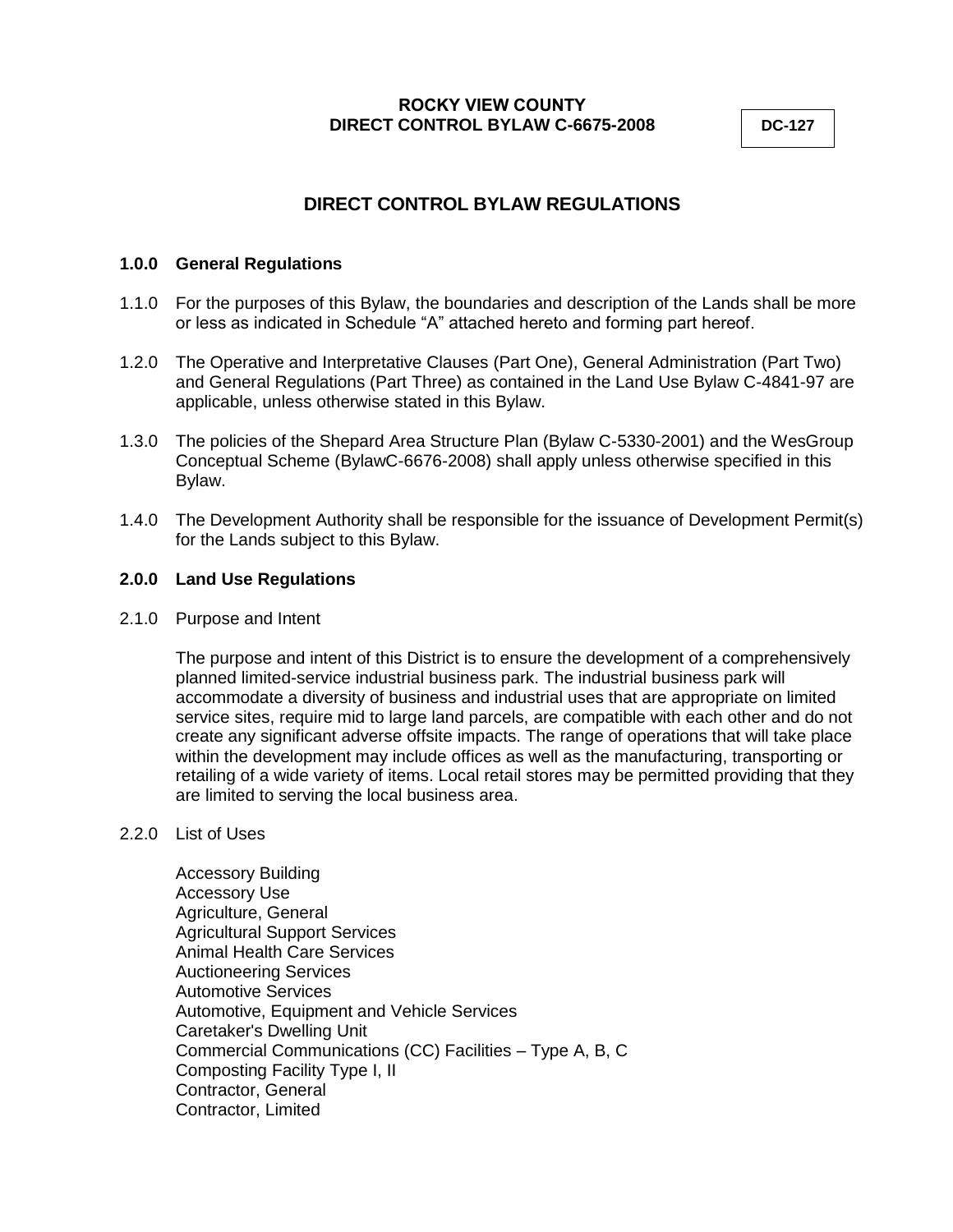**ROCKY VIEW COUNTY**
**DIRECT CONTROL BYLAW C-6675-2008**

**DC-127**

## DIRECT CONTROL BYLAW REGULATIONS

### 1.0.0 General Regulations

1.1.0 For the purposes of this Bylaw, the boundaries and description of the Lands shall be more or less as indicated in Schedule "A" attached hereto and forming part hereof.

1.2.0 The Operative and Interpretative Clauses (Part One), General Administration (Part Two) and General Regulations (Part Three) as contained in the Land Use Bylaw C-4841-97 are applicable, unless otherwise stated in this Bylaw.

1.3.0 The policies of the Shepard Area Structure Plan (Bylaw C-5330-2001) and the WesGroup Conceptual Scheme (BylawC-6676-2008) shall apply unless otherwise specified in this Bylaw.

1.4.0 The Development Authority shall be responsible for the issuance of Development Permit(s) for the Lands subject to this Bylaw.

### 2.0.0 Land Use Regulations

2.1.0 Purpose and Intent

The purpose and intent of this District is to ensure the development of a comprehensively planned limited-service industrial business park. The industrial business park will accommodate a diversity of business and industrial uses that are appropriate on limited service sites, require mid to large land parcels, are compatible with each other and do not create any significant adverse offsite impacts. The range of operations that will take place within the development may include offices as well as the manufacturing, transporting or retailing of a wide variety of items. Local retail stores may be permitted providing that they are limited to serving the local business area.

2.2.0 List of Uses

Accessory Building
Accessory Use
Agriculture, General
Agricultural Support Services
Animal Health Care Services
Auctioneering Services
Automotive Services
Automotive, Equipment and Vehicle Services
Caretaker's Dwelling Unit
Commercial Communications (CC) Facilities – Type A, B, C
Composting Facility Type I, II
Contractor, General
Contractor, Limited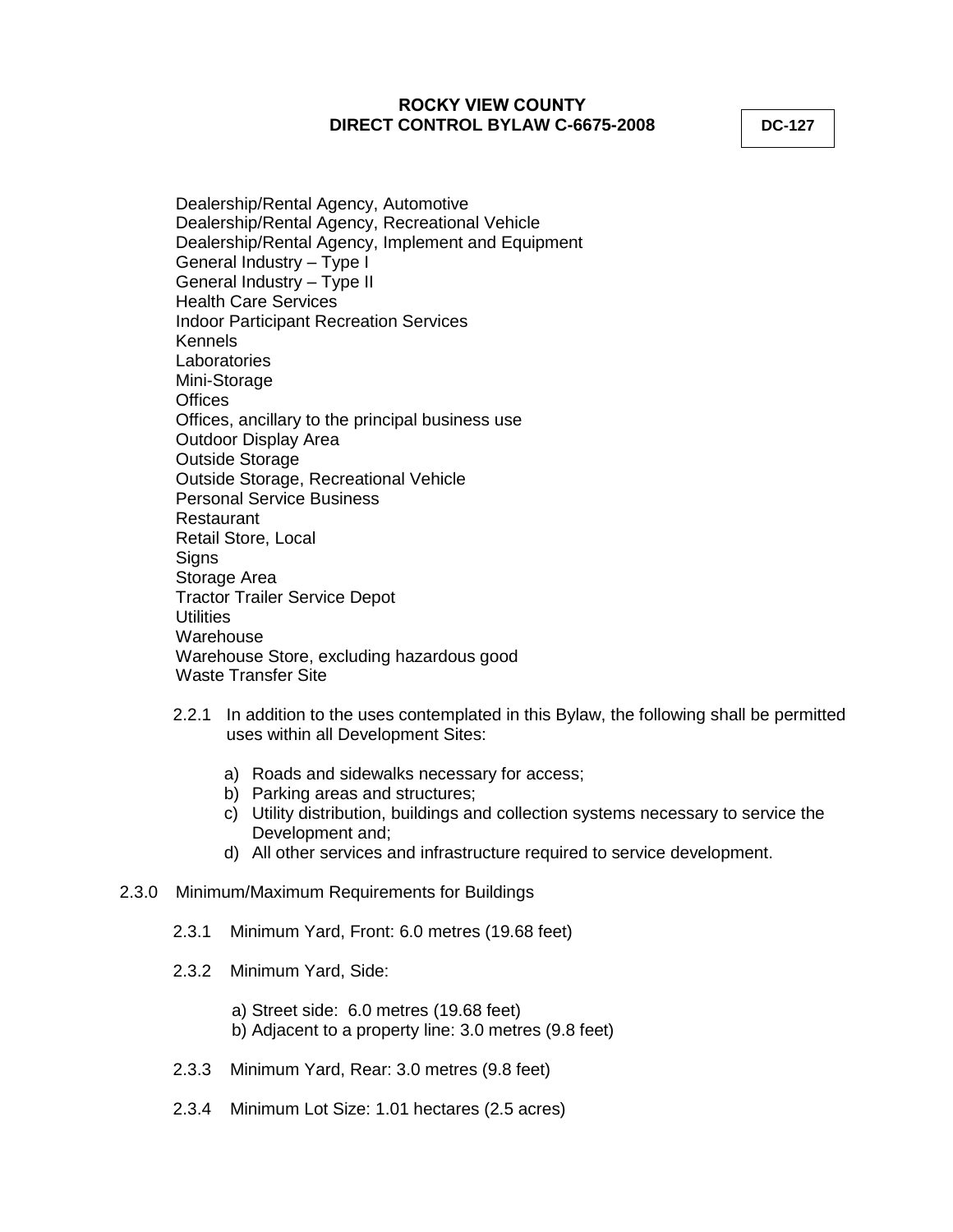Dealership/Rental Agency, Automotive
Dealership/Rental Agency, Recreational Vehicle
Dealership/Rental Agency, Implement and Equipment
General Industry – Type I
General Industry – Type II
Health Care Services
Indoor Participant Recreation Services
Kennels
Laboratories
Mini-Storage
Offices
Offices, ancillary to the principal business use
Outdoor Display Area
Outside Storage
Outside Storage, Recreational Vehicle
Personal Service Business
Restaurant
Retail Store, Local
Signs
Storage Area
Tractor Trailer Service Depot
Utilities
Warehouse
Warehouse Store, excluding hazardous good
Waste Transfer Site

2.2.1 In addition to the uses contemplated in this Bylaw, the following shall be permitted uses within all Development Sites:

a) Roads and sidewalks necessary for access;
b) Parking areas and structures;
c) Utility distribution, buildings and collection systems necessary to service the Development and;
d) All other services and infrastructure required to service development.

2.3.0 Minimum/Maximum Requirements for Buildings

2.3.1 Minimum Yard, Front: 6.0 metres (19.68 feet)

2.3.2 Minimum Yard, Side:

a) Street side: 6.0 metres (19.68 feet)
b) Adjacent to a property line: 3.0 metres (9.8 feet)

2.3.3 Minimum Yard, Rear: 3.0 metres (9.8 feet)

2.3.4 Minimum Lot Size: 1.01 hectares (2.5 acres)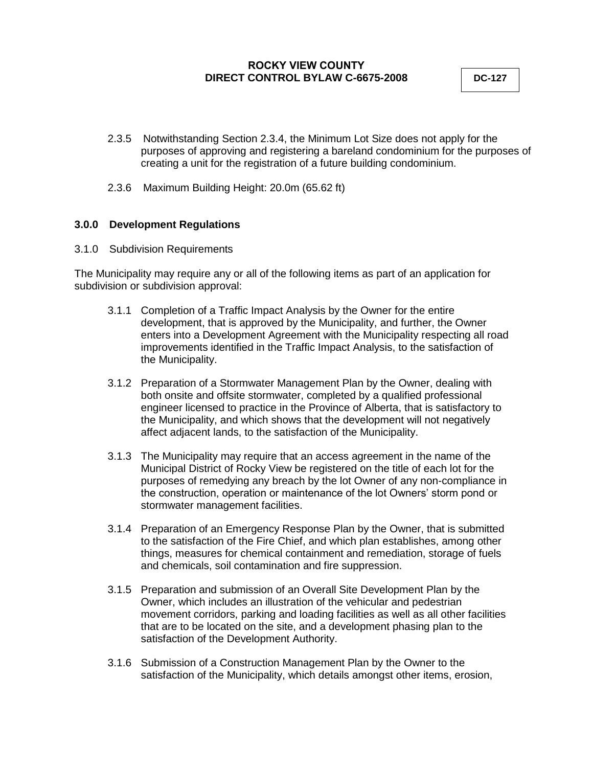2.3.5 Notwithstanding Section 2.3.4, the Minimum Lot Size does not apply for the purposes of approving and registering a bareland condominium for the purposes of creating a unit for the registration of a future building condominium.

2.3.6 Maximum Building Height: 20.0m (65.62 ft)

## 3.0.0 Development Regulations

3.1.0 Subdivision Requirements

The Municipality may require any or all of the following items as part of an application for subdivision or subdivision approval:

3.1.1 Completion of a Traffic Impact Analysis by the Owner for the entire development, that is approved by the Municipality, and further, the Owner enters into a Development Agreement with the Municipality respecting all road improvements identified in the Traffic Impact Analysis, to the satisfaction of the Municipality.

3.1.2 Preparation of a Stormwater Management Plan by the Owner, dealing with both onsite and offsite stormwater, completed by a qualified professional engineer licensed to practice in the Province of Alberta, that is satisfactory to the Municipality, and which shows that the development will not negatively affect adjacent lands, to the satisfaction of the Municipality.

3.1.3 The Municipality may require that an access agreement in the name of the Municipal District of Rocky View be registered on the title of each lot for the purposes of remedying any breach by the lot Owner of any non-compliance in the construction, operation or maintenance of the lot Owners' storm pond or stormwater management facilities.

3.1.4 Preparation of an Emergency Response Plan by the Owner, that is submitted to the satisfaction of the Fire Chief, and which plan establishes, among other things, measures for chemical containment and remediation, storage of fuels and chemicals, soil contamination and fire suppression.

3.1.5 Preparation and submission of an Overall Site Development Plan by the Owner, which includes an illustration of the vehicular and pedestrian movement corridors, parking and loading facilities as well as all other facilities that are to be located on the site, and a development phasing plan to the satisfaction of the Development Authority.

3.1.6 Submission of a Construction Management Plan by the Owner to the satisfaction of the Municipality, which details amongst other items, erosion,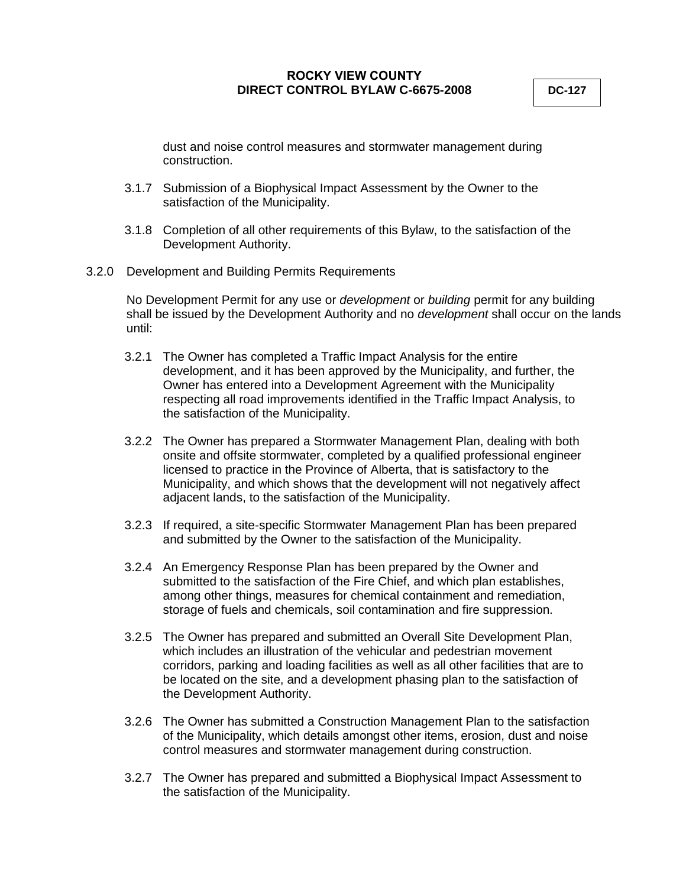dust and noise control measures and stormwater management during construction.

3.1.7 Submission of a Biophysical Impact Assessment by the Owner to the satisfaction of the Municipality.

3.1.8 Completion of all other requirements of this Bylaw, to the satisfaction of the Development Authority.

3.2.0 Development and Building Permits Requirements

No Development Permit for any use or *development* or *building* permit for any building shall be issued by the Development Authority and no *development* shall occur on the lands until:

3.2.1 The Owner has completed a Traffic Impact Analysis for the entire development, and it has been approved by the Municipality, and further, the Owner has entered into a Development Agreement with the Municipality respecting all road improvements identified in the Traffic Impact Analysis, to the satisfaction of the Municipality.

3.2.2 The Owner has prepared a Stormwater Management Plan, dealing with both onsite and offsite stormwater, completed by a qualified professional engineer licensed to practice in the Province of Alberta, that is satisfactory to the Municipality, and which shows that the development will not negatively affect adjacent lands, to the satisfaction of the Municipality.

3.2.3 If required, a site-specific Stormwater Management Plan has been prepared and submitted by the Owner to the satisfaction of the Municipality.

3.2.4 An Emergency Response Plan has been prepared by the Owner and submitted to the satisfaction of the Fire Chief, and which plan establishes, among other things, measures for chemical containment and remediation, storage of fuels and chemicals, soil contamination and fire suppression.

3.2.5 The Owner has prepared and submitted an Overall Site Development Plan, which includes an illustration of the vehicular and pedestrian movement corridors, parking and loading facilities as well as all other facilities that are to be located on the site, and a development phasing plan to the satisfaction of the Development Authority.

3.2.6 The Owner has submitted a Construction Management Plan to the satisfaction of the Municipality, which details amongst other items, erosion, dust and noise control measures and stormwater management during construction.

3.2.7 The Owner has prepared and submitted a Biophysical Impact Assessment to the satisfaction of the Municipality.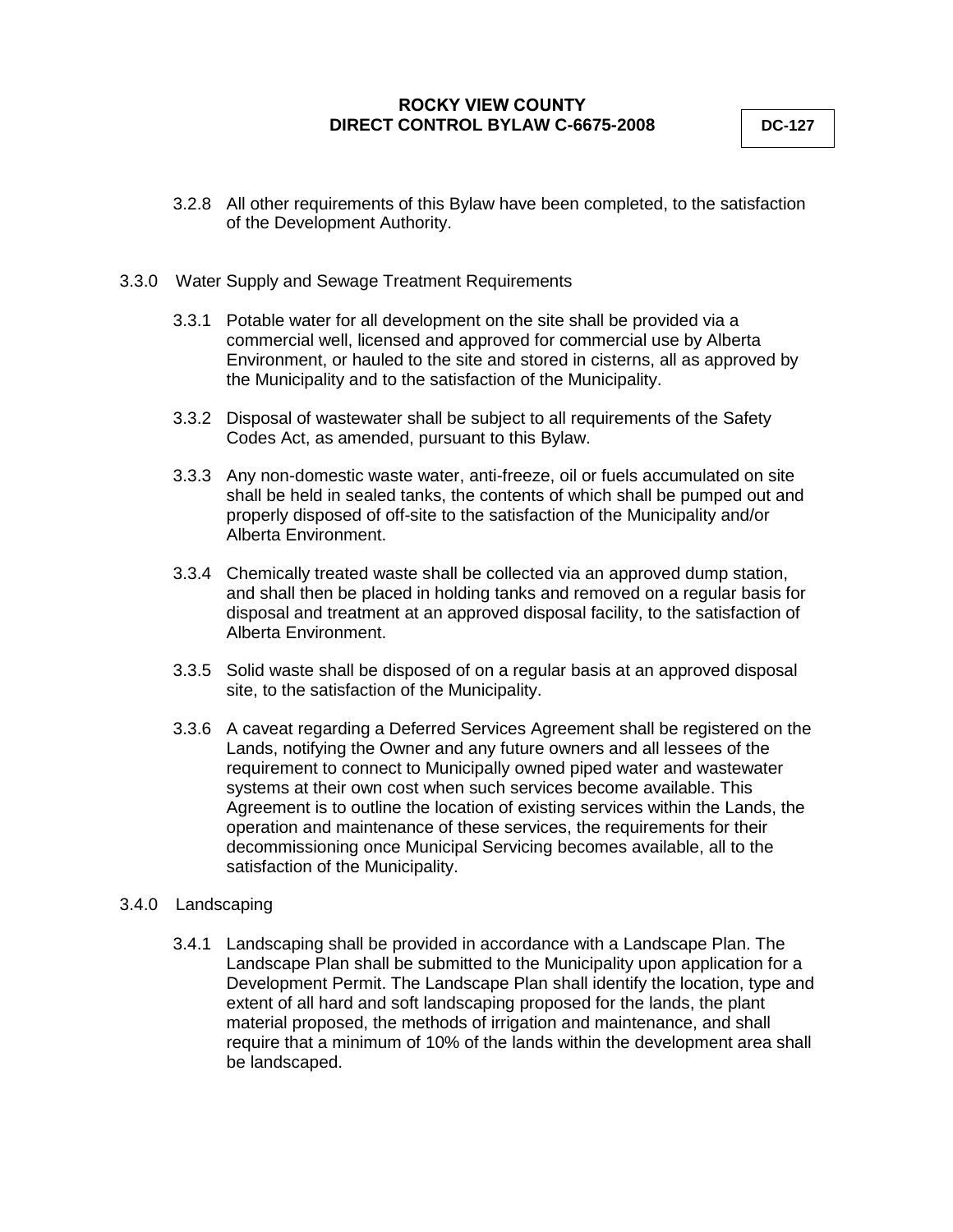3.2.8 All other requirements of this Bylaw have been completed, to the satisfaction of the Development Authority.

3.3.0 Water Supply and Sewage Treatment Requirements

3.3.1 Potable water for all development on the site shall be provided via a commercial well, licensed and approved for commercial use by Alberta Environment, or hauled to the site and stored in cisterns, all as approved by the Municipality and to the satisfaction of the Municipality.

3.3.2 Disposal of wastewater shall be subject to all requirements of the Safety Codes Act, as amended, pursuant to this Bylaw.

3.3.3 Any non-domestic waste water, anti-freeze, oil or fuels accumulated on site shall be held in sealed tanks, the contents of which shall be pumped out and properly disposed of off-site to the satisfaction of the Municipality and/or Alberta Environment.

3.3.4 Chemically treated waste shall be collected via an approved dump station, and shall then be placed in holding tanks and removed on a regular basis for disposal and treatment at an approved disposal facility, to the satisfaction of Alberta Environment.

3.3.5 Solid waste shall be disposed of on a regular basis at an approved disposal site, to the satisfaction of the Municipality.

3.3.6 A caveat regarding a Deferred Services Agreement shall be registered on the Lands, notifying the Owner and any future owners and all lessees of the requirement to connect to Municipally owned piped water and wastewater systems at their own cost when such services become available. This Agreement is to outline the location of existing services within the Lands, the operation and maintenance of these services, the requirements for their decommissioning once Municipal Servicing becomes available, all to the satisfaction of the Municipality.

3.4.0 Landscaping

3.4.1 Landscaping shall be provided in accordance with a Landscape Plan. The Landscape Plan shall be submitted to the Municipality upon application for a Development Permit. The Landscape Plan shall identify the location, type and extent of all hard and soft landscaping proposed for the lands, the plant material proposed, the methods of irrigation and maintenance, and shall require that a minimum of 10% of the lands within the development area shall be landscaped.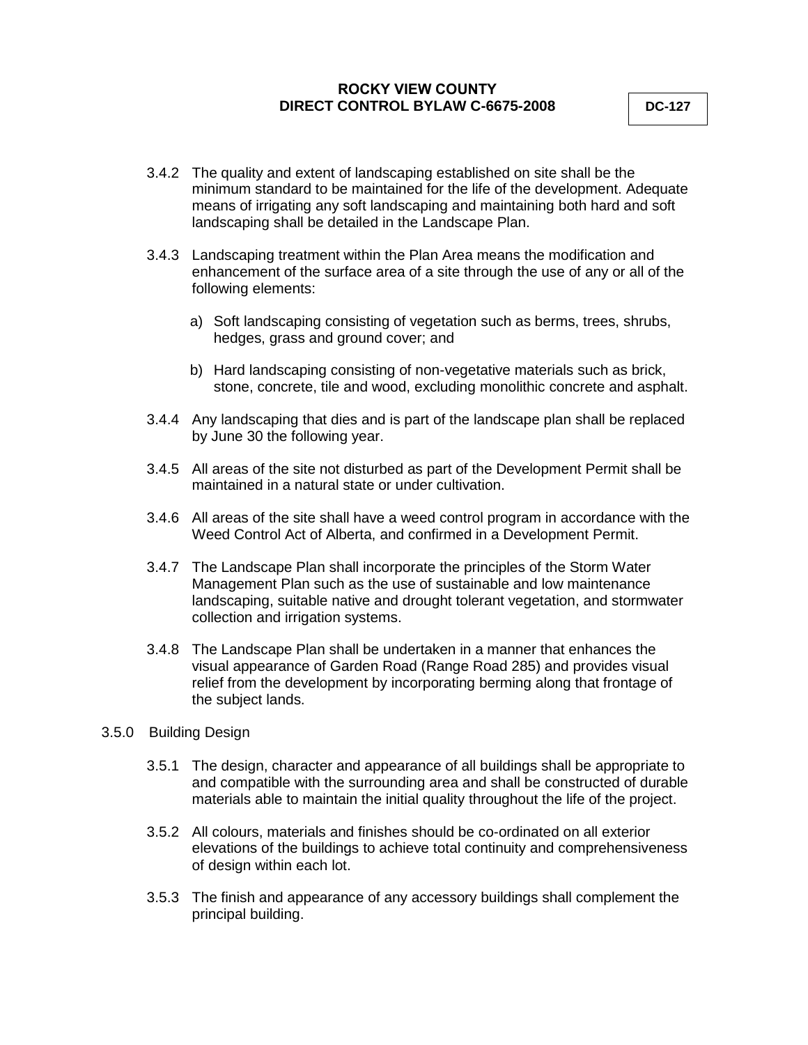3.4.2 The quality and extent of landscaping established on site shall be the minimum standard to be maintained for the life of the development. Adequate means of irrigating any soft landscaping and maintaining both hard and soft landscaping shall be detailed in the Landscape Plan.

3.4.3 Landscaping treatment within the Plan Area means the modification and enhancement of the surface area of a site through the use of any or all of the following elements:

a) Soft landscaping consisting of vegetation such as berms, trees, shrubs, hedges, grass and ground cover; and

b) Hard landscaping consisting of non-vegetative materials such as brick, stone, concrete, tile and wood, excluding monolithic concrete and asphalt.

3.4.4 Any landscaping that dies and is part of the landscape plan shall be replaced by June 30 the following year.

3.4.5 All areas of the site not disturbed as part of the Development Permit shall be maintained in a natural state or under cultivation.

3.4.6 All areas of the site shall have a weed control program in accordance with the Weed Control Act of Alberta, and confirmed in a Development Permit.

3.4.7 The Landscape Plan shall incorporate the principles of the Storm Water Management Plan such as the use of sustainable and low maintenance landscaping, suitable native and drought tolerant vegetation, and stormwater collection and irrigation systems.

3.4.8 The Landscape Plan shall be undertaken in a manner that enhances the visual appearance of Garden Road (Range Road 285) and provides visual relief from the development by incorporating berming along that frontage of the subject lands.

3.5.0 Building Design

3.5.1 The design, character and appearance of all buildings shall be appropriate to and compatible with the surrounding area and shall be constructed of durable materials able to maintain the initial quality throughout the life of the project.

3.5.2 All colours, materials and finishes should be co-ordinated on all exterior elevations of the buildings to achieve total continuity and comprehensiveness of design within each lot.

3.5.3 The finish and appearance of any accessory buildings shall complement the principal building.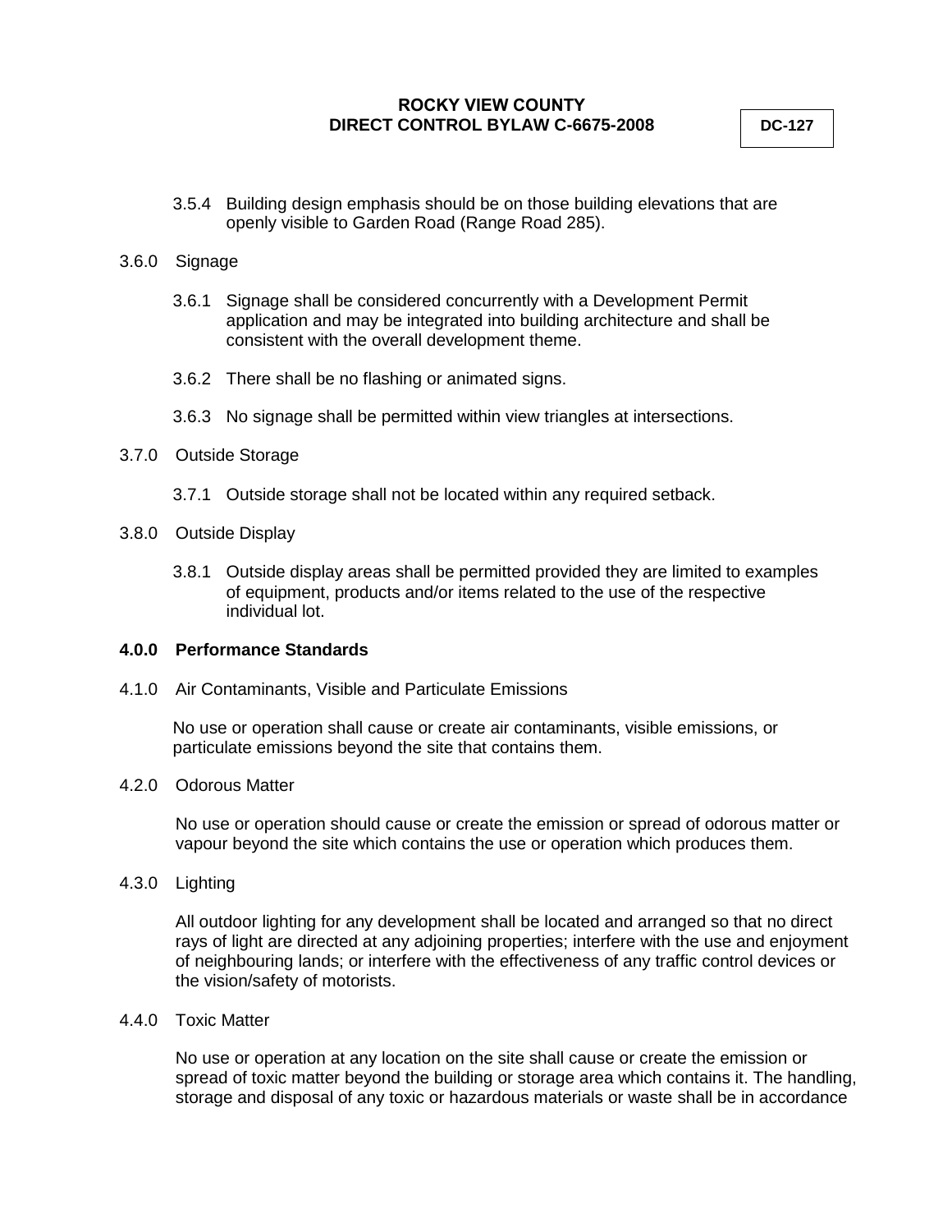3.5.4 Building design emphasis should be on those building elevations that are openly visible to Garden Road (Range Road 285).

3.6.0 Signage

3.6.1 Signage shall be considered concurrently with a Development Permit application and may be integrated into building architecture and shall be consistent with the overall development theme.

3.6.2 There shall be no flashing or animated signs.

3.6.3 No signage shall be permitted within view triangles at intersections.

3.7.0 Outside Storage

3.7.1 Outside storage shall not be located within any required setback.

3.8.0 Outside Display

3.8.1 Outside display areas shall be permitted provided they are limited to examples of equipment, products and/or items related to the use of the respective individual lot.

**4.0.0 Performance Standards**

4.1.0 Air Contaminants, Visible and Particulate Emissions

No use or operation shall cause or create air contaminants, visible emissions, or particulate emissions beyond the site that contains them.

4.2.0 Odorous Matter

No use or operation should cause or create the emission or spread of odorous matter or vapour beyond the site which contains the use or operation which produces them.

4.3.0 Lighting

All outdoor lighting for any development shall be located and arranged so that no direct rays of light are directed at any adjoining properties; interfere with the use and enjoyment of neighbouring lands; or interfere with the effectiveness of any traffic control devices or the vision/safety of motorists.

4.4.0 Toxic Matter

No use or operation at any location on the site shall cause or create the emission or spread of toxic matter beyond the building or storage area which contains it. The handling, storage and disposal of any toxic or hazardous materials or waste shall be in accordance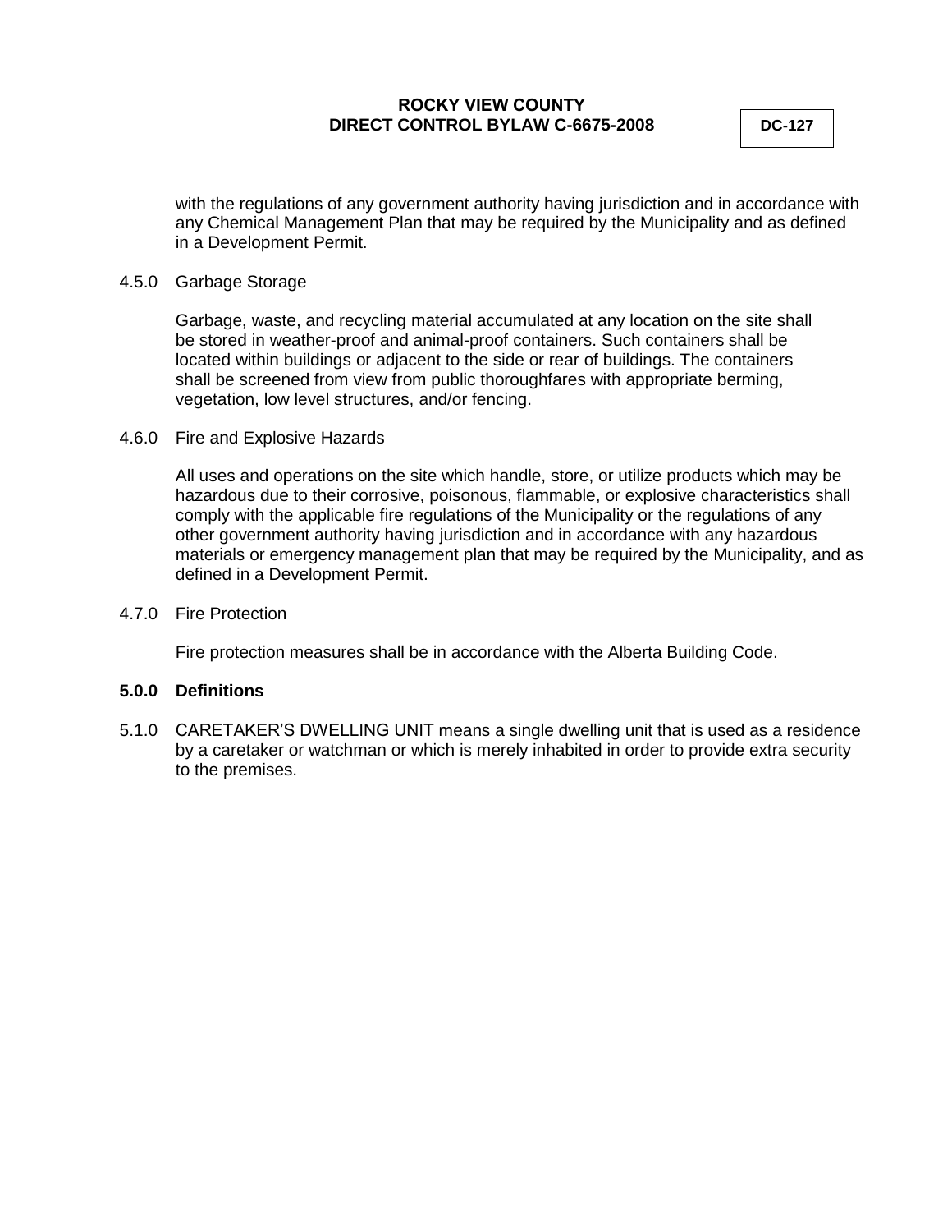with the regulations of any government authority having jurisdiction and in accordance with any Chemical Management Plan that may be required by the Municipality and as defined in a Development Permit.

4.5.0 Garbage Storage

Garbage, waste, and recycling material accumulated at any location on the site shall be stored in weather-proof and animal-proof containers. Such containers shall be located within buildings or adjacent to the side or rear of buildings. The containers shall be screened from view from public thoroughfares with appropriate berming, vegetation, low level structures, and/or fencing.

4.6.0 Fire and Explosive Hazards

All uses and operations on the site which handle, store, or utilize products which may be hazardous due to their corrosive, poisonous, flammable, or explosive characteristics shall comply with the applicable fire regulations of the Municipality or the regulations of any other government authority having jurisdiction and in accordance with any hazardous materials or emergency management plan that may be required by the Municipality, and as defined in a Development Permit.

4.7.0 Fire Protection

Fire protection measures shall be in accordance with the Alberta Building Code.

**5.0.0 Definitions**

5.1.0 CARETAKER'S DWELLING UNIT means a single dwelling unit that is used as a residence by a caretaker or watchman or which is merely inhabited in order to provide extra security to the premises.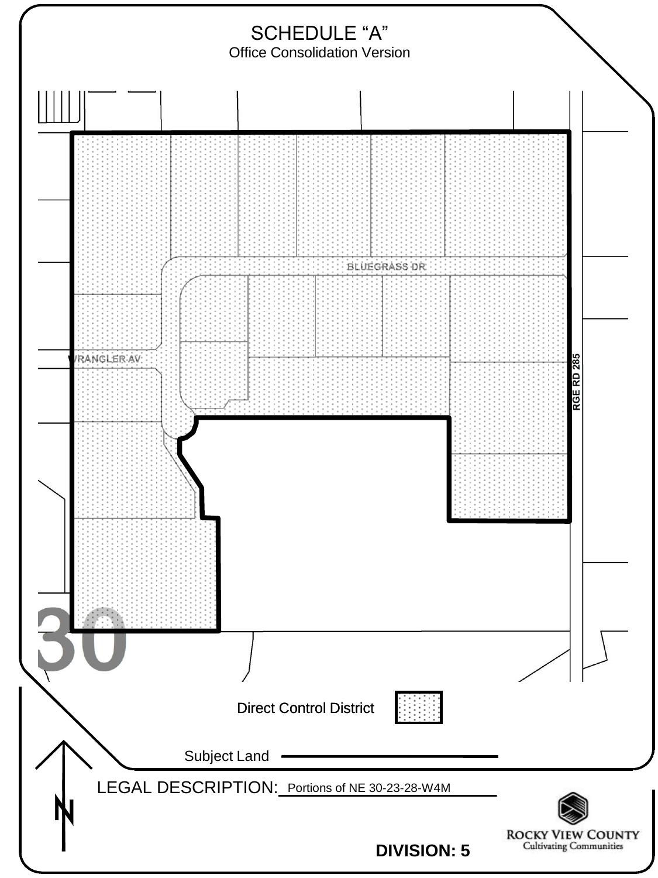# SCHEDULE "A"

Office Consolidation Version

BLUEGRASS DR

WRANGLER AV

RGE RD 285

30

Direct Control District

Subject Land

LEGAL DESCRIPTION: Portions of NE 30-23-28-W4M

N

ROCKY VIEW COUNTY
Cultivating Communities

**DIVISION: 5**